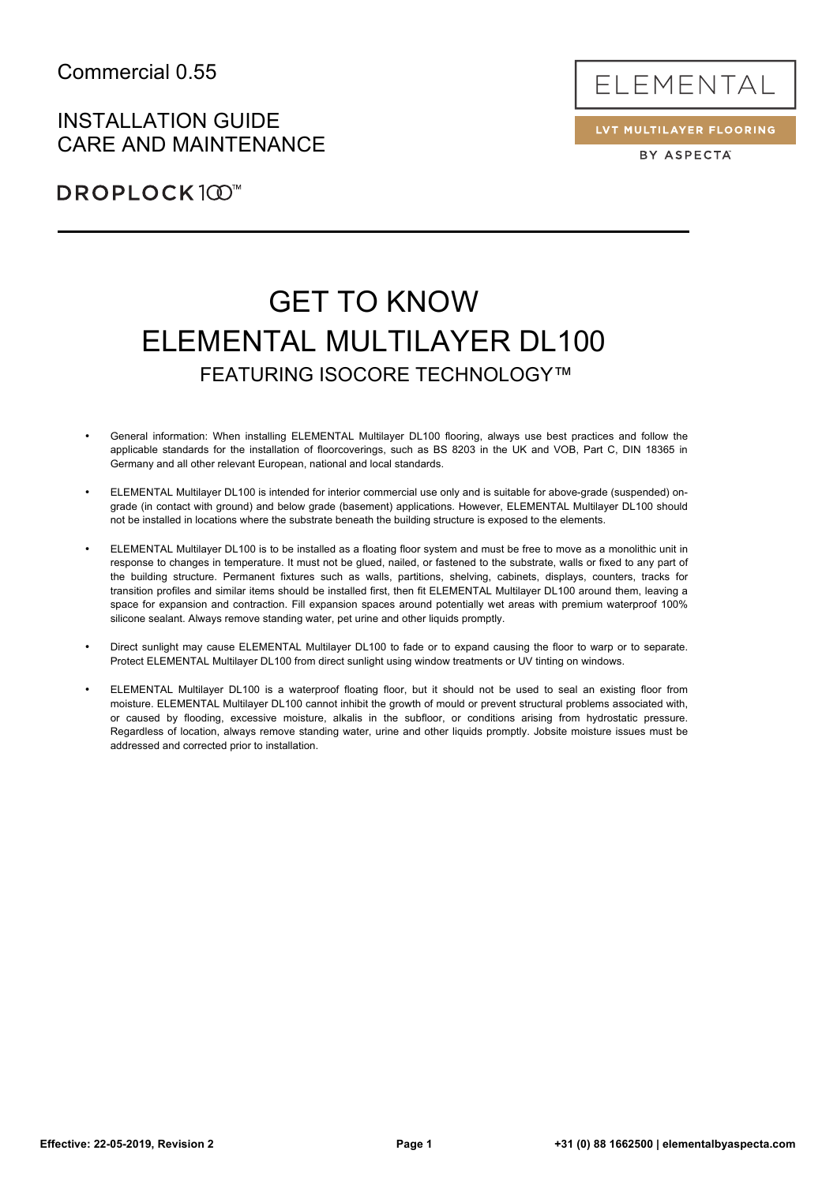Commercial 0.55

INSTALLATION GUIDE
CARE AND MAINTENANCE

DROPLOCK 100™

ELEMENTAL

LVT MULTILAYER FLOORING

BY ASPECTA

# GET TO KNOW ELEMENTAL MULTILAYER DL100

## FEATURING ISOCORE TECHNOLOGY™

- General information: When installing ELEMENTAL Multilayer DL100 flooring, always use best practices and follow the applicable standards for the installation of floorcoverings, such as BS 8203 in the UK and VOB, Part C, DIN 18365 in Germany and all other relevant European, national and local standards.
- ELEMENTAL Multilayer DL100 is intended for interior commercial use only and is suitable for above-grade (suspended) on-grade (in contact with ground) and below grade (basement) applications. However, ELEMENTAL Multilayer DL100 should not be installed in locations where the substrate beneath the building structure is exposed to the elements.
- ELEMENTAL Multilayer DL100 is to be installed as a floating floor system and must be free to move as a monolithic unit in response to changes in temperature. It must not be glued, nailed, or fastened to the substrate, walls or fixed to any part of the building structure. Permanent fixtures such as walls, partitions, shelving, cabinets, displays, counters, tracks for transition profiles and similar items should be installed first, then fit ELEMENTAL Multilayer DL100 around them, leaving a space for expansion and contraction. Fill expansion spaces around potentially wet areas with premium waterproof 100% silicone sealant. Always remove standing water, pet urine and other liquids promptly.
- Direct sunlight may cause ELEMENTAL Multilayer DL100 to fade or to expand causing the floor to warp or to separate. Protect ELEMENTAL Multilayer DL100 from direct sunlight using window treatments or UV tinting on windows.
- ELEMENTAL Multilayer DL100 is a waterproof floating floor, but it should not be used to seal an existing floor from moisture. ELEMENTAL Multilayer DL100 cannot inhibit the growth of mould or prevent structural problems associated with, or caused by flooding, excessive moisture, alkalis in the subfloor, or conditions arising from hydrostatic pressure. Regardless of location, always remove standing water, urine and other liquids promptly. Jobsite moisture issues must be addressed and corrected prior to installation.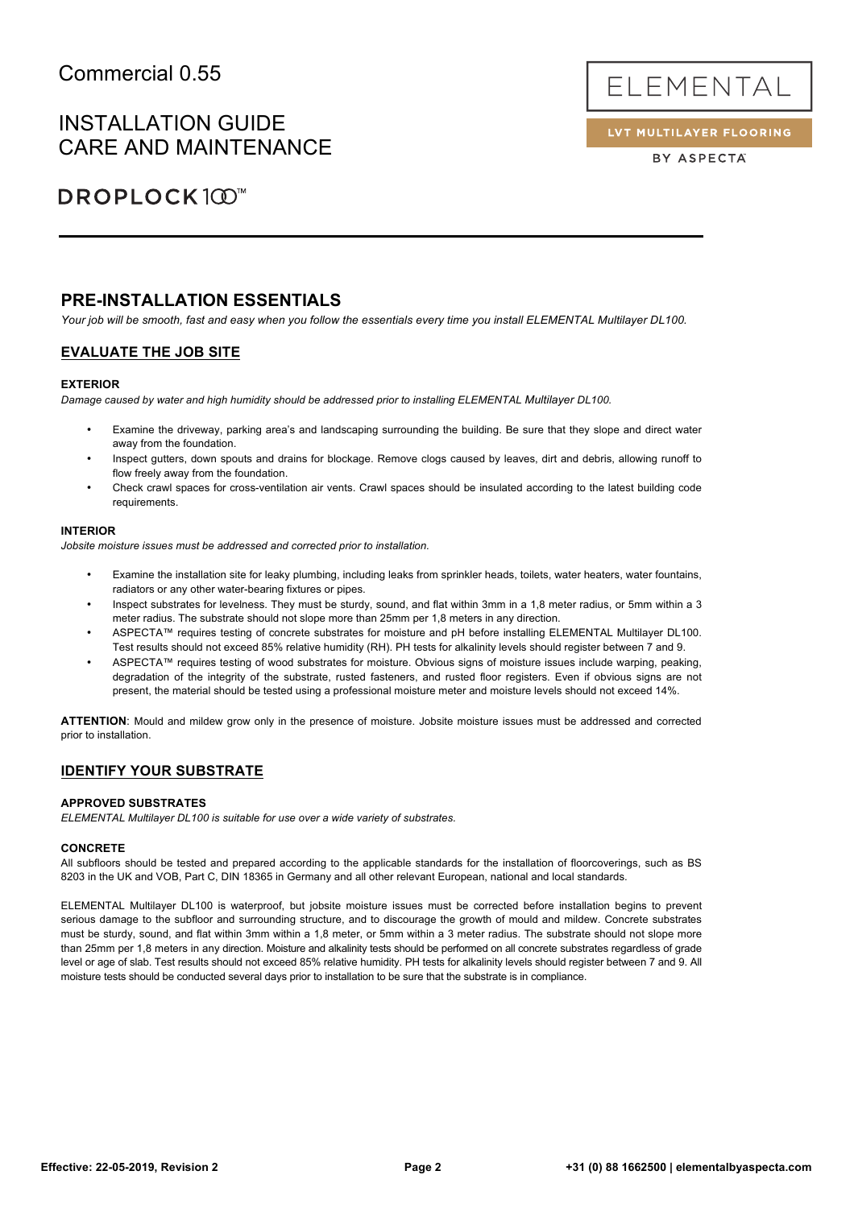Commercial 0.55

# INSTALLATION GUIDE
# CARE AND MAINTENANCE

DROPLOCK100™

ELEMENTAL

LVT MULTILAYER FLOORING

BY ASPECTA

## PRE-INSTALLATION ESSENTIALS

*Your job will be smooth, fast and easy when you follow the essentials every time you install ELEMENTAL Multilayer DL100.*

### EVALUATE THE JOB SITE

**EXTERIOR**

*Damage caused by water and high humidity should be addressed prior to installing ELEMENTAL Multilayer DL100.*

- Examine the driveway, parking area's and landscaping surrounding the building. Be sure that they slope and direct water away from the foundation.
- Inspect gutters, down spouts and drains for blockage. Remove clogs caused by leaves, dirt and debris, allowing runoff to flow freely away from the foundation.
- Check crawl spaces for cross-ventilation air vents. Crawl spaces should be insulated according to the latest building code requirements.

**INTERIOR**

*Jobsite moisture issues must be addressed and corrected prior to installation.*

- Examine the installation site for leaky plumbing, including leaks from sprinkler heads, toilets, water heaters, water fountains, radiators or any other water-bearing fixtures or pipes.
- Inspect substrates for levelness. They must be sturdy, sound, and flat within 3mm in a 1,8 meter radius, or 5mm within a 3 meter radius. The substrate should not slope more than 25mm per 1,8 meters in any direction.
- ASPECTA™ requires testing of concrete substrates for moisture and pH before installing ELEMENTAL Multilayer DL100. Test results should not exceed 85% relative humidity (RH). PH tests for alkalinity levels should register between 7 and 9.
- ASPECTA™ requires testing of wood substrates for moisture. Obvious signs of moisture issues include warping, peaking, degradation of the integrity of the substrate, rusted fasteners, and rusted floor registers. Even if obvious signs are not present, the material should be tested using a professional moisture meter and moisture levels should not exceed 14%.

**ATTENTION**: Mould and mildew grow only in the presence of moisture. Jobsite moisture issues must be addressed and corrected prior to installation.

### IDENTIFY YOUR SUBSTRATE

**APPROVED SUBSTRATES**

*ELEMENTAL Multilayer DL100 is suitable for use over a wide variety of substrates.*

**CONCRETE**

All subfloors should be tested and prepared according to the applicable standards for the installation of floorcoverings, such as BS 8203 in the UK and VOB, Part C, DIN 18365 in Germany and all other relevant European, national and local standards.

ELEMENTAL Multilayer DL100 is waterproof, but jobsite moisture issues must be corrected before installation begins to prevent serious damage to the subfloor and surrounding structure, and to discourage the growth of mould and mildew. Concrete substrates must be sturdy, sound, and flat within 3mm within a 1,8 meter, or 5mm within a 3 meter radius. The substrate should not slope more than 25mm per 1,8 meters in any direction. Moisture and alkalinity tests should be performed on all concrete substrates regardless of grade level or age of slab. Test results should not exceed 85% relative humidity. PH tests for alkalinity levels should register between 7 and 9. All moisture tests should be conducted several days prior to installation to be sure that the substrate is in compliance.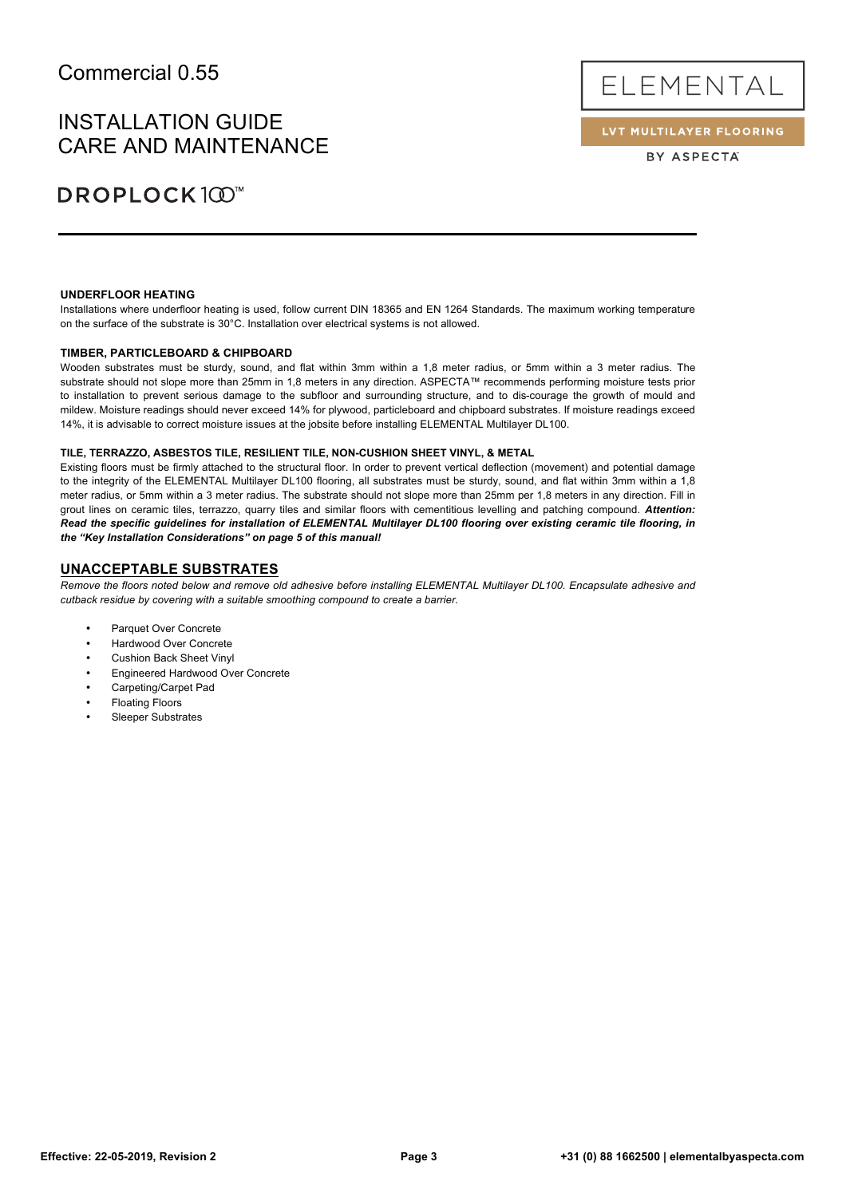### UNDERFLOOR HEATING

Installations where underfloor heating is used, follow current DIN 18365 and EN 1264 Standards. The maximum working temperature on the surface of the substrate is 30°C. Installation over electrical systems is not allowed.

### TIMBER, PARTICLEBOARD & CHIPBOARD

Wooden substrates must be sturdy, sound, and flat within 3mm within a 1,8 meter radius, or 5mm within a 3 meter radius. The substrate should not slope more than 25mm in 1,8 meters in any direction. ASPECTA™ recommends performing moisture tests prior to installation to prevent serious damage to the subfloor and surrounding structure, and to dis-courage the growth of mould and mildew. Moisture readings should never exceed 14% for plywood, particleboard and chipboard substrates. If moisture readings exceed 14%, it is advisable to correct moisture issues at the jobsite before installing ELEMENTAL Multilayer DL100.

### TILE, TERRAZZO, ASBESTOS TILE, RESILIENT TILE, NON-CUSHION SHEET VINYL, & METAL

Existing floors must be firmly attached to the structural floor. In order to prevent vertical deflection (movement) and potential damage to the integrity of the ELEMENTAL Multilayer DL100 flooring, all substrates must be sturdy, sound, and flat within 3mm within a 1,8 meter radius, or 5mm within a 3 meter radius. The substrate should not slope more than 25mm per 1,8 meters in any direction. Fill in grout lines on ceramic tiles, terrazzo, quarry tiles and similar floors with cementitious levelling and patching compound. ***Attention: Read the specific guidelines for installation of ELEMENTAL Multilayer DL100 flooring over existing ceramic tile flooring, in the "Key Installation Considerations" on page 5 of this manual!***

## UNACCEPTABLE SUBSTRATES

*Remove the floors noted below and remove old adhesive before installing ELEMENTAL Multilayer DL100. Encapsulate adhesive and cutback residue by covering with a suitable smoothing compound to create a barrier.*

- Parquet Over Concrete
- Hardwood Over Concrete
- Cushion Back Sheet Vinyl
- Engineered Hardwood Over Concrete
- Carpeting/Carpet Pad
- Floating Floors
- Sleeper Substrates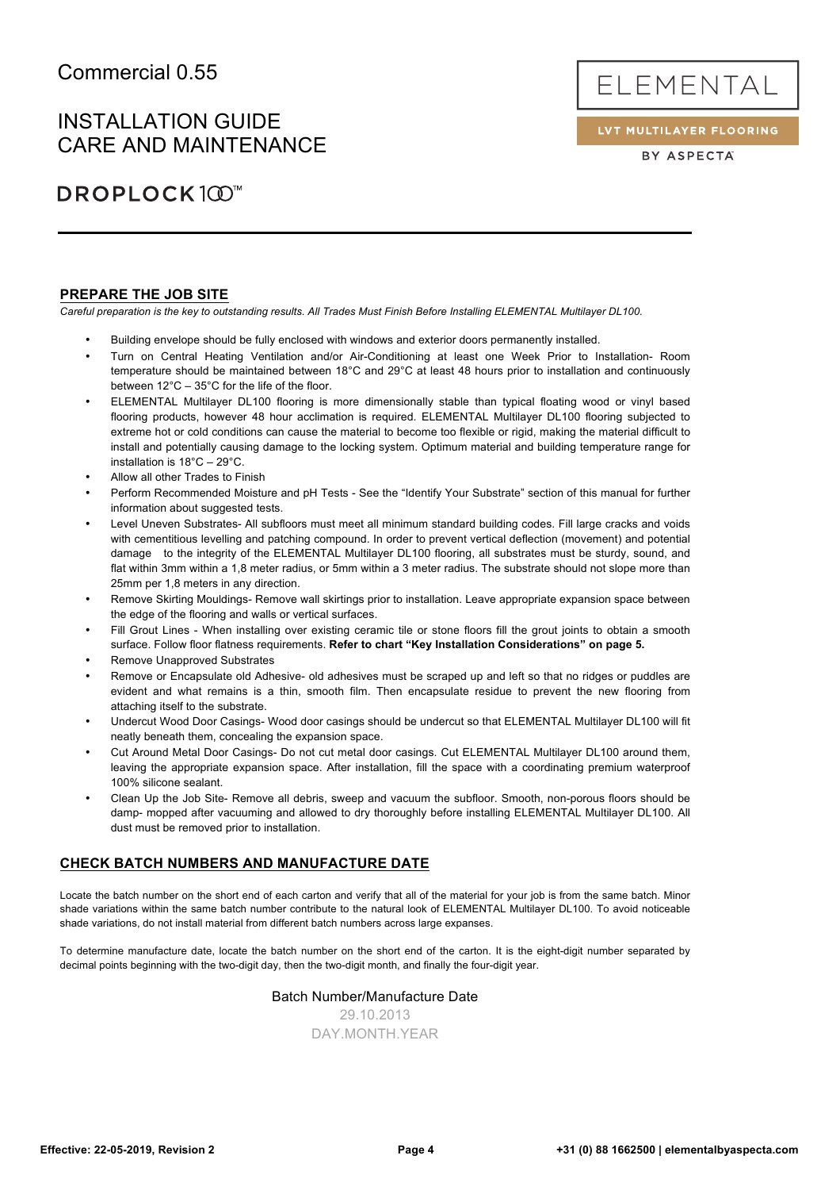Commercial 0.55

# INSTALLATION GUIDE
# CARE AND MAINTENANCE

DROPLOCK 100™

ELEMENTAL

LVT MULTILAYER FLOORING

BY ASPECTA

## PREPARE THE JOB SITE

*Careful preparation is the key to outstanding results. All Trades Must Finish Before Installing ELEMENTAL Multilayer DL100.*

- Building envelope should be fully enclosed with windows and exterior doors permanently installed.
- Turn on Central Heating Ventilation and/or Air-Conditioning at least one Week Prior to Installation- Room temperature should be maintained between 18°C and 29°C at least 48 hours prior to installation and continuously between 12°C – 35°C for the life of the floor.
- ELEMENTAL Multilayer DL100 flooring is more dimensionally stable than typical floating wood or vinyl based flooring products, however 48 hour acclimation is required. ELEMENTAL Multilayer DL100 flooring subjected to extreme hot or cold conditions can cause the material to become too flexible or rigid, making the material difficult to install and potentially causing damage to the locking system. Optimum material and building temperature range for installation is 18°C – 29°C.
- Allow all other Trades to Finish
- Perform Recommended Moisture and pH Tests - See the "Identify Your Substrate" section of this manual for further information about suggested tests.
- Level Uneven Substrates- All subfloors must meet all minimum standard building codes. Fill large cracks and voids with cementitious levelling and patching compound. In order to prevent vertical deflection (movement) and potential damage to the integrity of the ELEMENTAL Multilayer DL100 flooring, all substrates must be sturdy, sound, and flat within 3mm within a 1,8 meter radius, or 5mm within a 3 meter radius. The substrate should not slope more than 25mm per 1,8 meters in any direction.
- Remove Skirting Mouldings- Remove wall skirtings prior to installation. Leave appropriate expansion space between the edge of the flooring and walls or vertical surfaces.
- Fill Grout Lines - When installing over existing ceramic tile or stone floors fill the grout joints to obtain a smooth surface. Follow floor flatness requirements. **Refer to chart "Key Installation Considerations" on page 5.**
- Remove Unapproved Substrates
- Remove or Encapsulate old Adhesive- old adhesives must be scraped up and left so that no ridges or puddles are evident and what remains is a thin, smooth film. Then encapsulate residue to prevent the new flooring from attaching itself to the substrate.
- Undercut Wood Door Casings- Wood door casings should be undercut so that ELEMENTAL Multilayer DL100 will fit neatly beneath them, concealing the expansion space.
- Cut Around Metal Door Casings- Do not cut metal door casings. Cut ELEMENTAL Multilayer DL100 around them, leaving the appropriate expansion space. After installation, fill the space with a coordinating premium waterproof 100% silicone sealant.
- Clean Up the Job Site- Remove all debris, sweep and vacuum the subfloor. Smooth, non-porous floors should be damp- mopped after vacuuming and allowed to dry thoroughly before installing ELEMENTAL Multilayer DL100. All dust must be removed prior to installation.

## CHECK BATCH NUMBERS AND MANUFACTURE DATE

Locate the batch number on the short end of each carton and verify that all of the material for your job is from the same batch. Minor shade variations within the same batch number contribute to the natural look of ELEMENTAL Multilayer DL100. To avoid noticeable shade variations, do not install material from different batch numbers across large expanses.

To determine manufacture date, locate the batch number on the short end of the carton. It is the eight-digit number separated by decimal points beginning with the two-digit day, then the two-digit month, and finally the four-digit year.

Batch Number/Manufacture Date

29.10.2013

DAY.MONTH.YEAR

Effective: 22-05-2019, Revision 2

+31 (0) 88 1662500 | elementalbyaspecta.com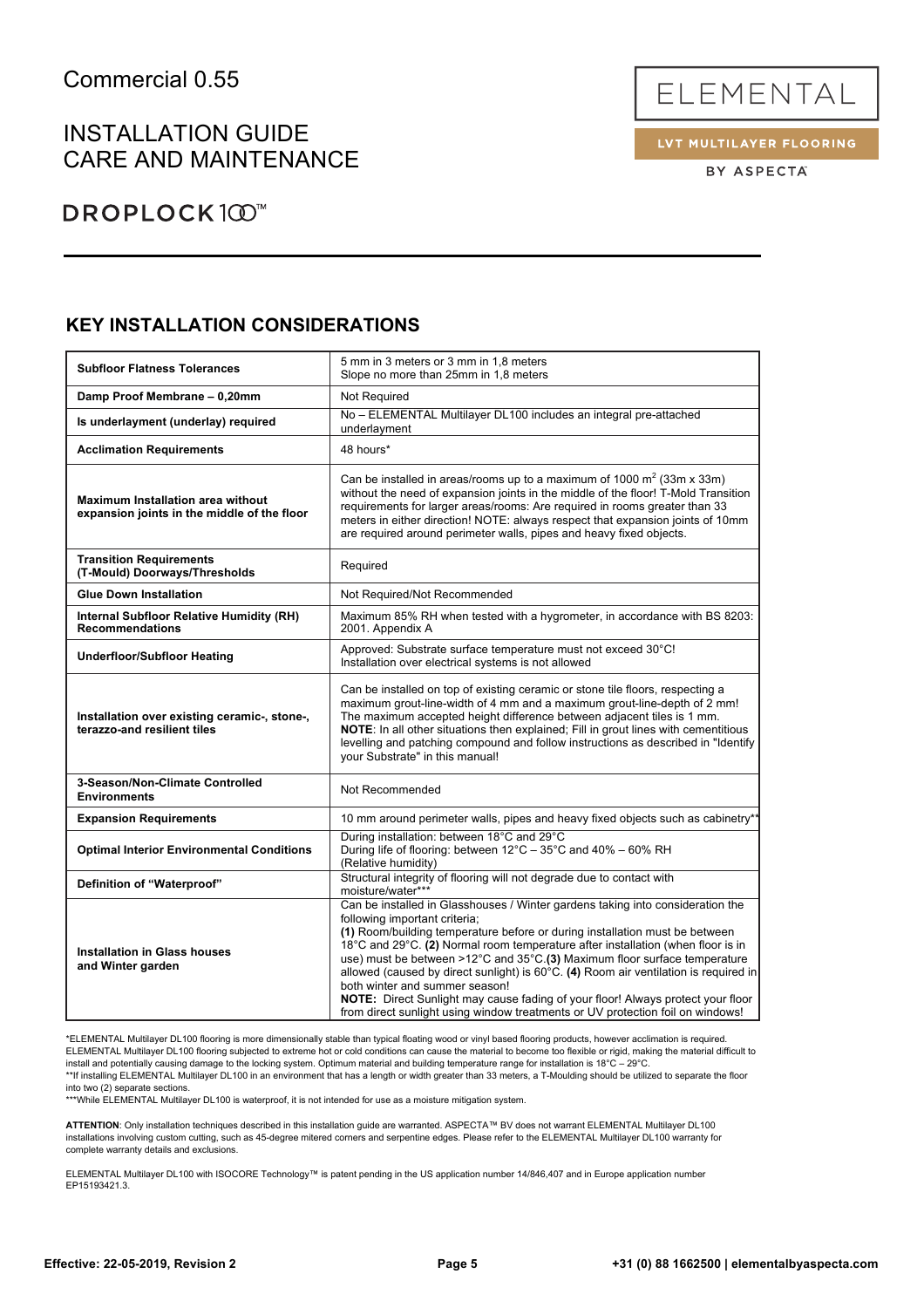Commercial 0.55

# INSTALLATION GUIDE
# CARE AND MAINTENANCE

ELEMENTAL

LVT MULTILAYER FLOORING

BY ASPECTA

DROPLOCK100™

## KEY INSTALLATION CONSIDERATIONS

| | |
|---|---|
| **Subfloor Flatness Tolerances** | 5 mm in 3 meters or 3 mm in 1,8 meters<br>Slope no more than 25mm in 1,8 meters |
| **Damp Proof Membrane – 0,20mm** | Not Required |
| **Is underlayment (underlay) required** | No – ELEMENTAL Multilayer DL100 includes an integral pre-attached underlayment |
| **Acclimation Requirements** | 48 hours* |
| **Maximum Installation area without expansion joints in the middle of the floor** | Can be installed in areas/rooms up to a maximum of 1000 $m^2$ (33m x 33m) without the need of expansion joints in the middle of the floor! T-Mold Transition requirements for larger areas/rooms: Are required in rooms greater than 33 meters in either direction! NOTE: always respect that expansion joints of 10mm are required around perimeter walls, pipes and heavy fixed objects. |
| **Transition Requirements (T-Mould) Doorways/Thresholds** | Required |
| **Glue Down Installation** | Not Required/Not Recommended |
| **Internal Subfloor Relative Humidity (RH) Recommendations** | Maximum 85% RH when tested with a hygrometer, in accordance with BS 8203: 2001. Appendix A |
| **Underfloor/Subfloor Heating** | Approved: Substrate surface temperature must not exceed 30°C!<br>Installation over electrical systems is not allowed |
| **Installation over existing ceramic-, stone-, terazzo-and resilient tiles** | Can be installed on top of existing ceramic or stone tile floors, respecting a maximum grout-line-width of 4 mm and a maximum grout-line-depth of 2 mm! The maximum accepted height difference between adjacent tiles is 1 mm. **NOTE**: In all other situations then explained; Fill in grout lines with cementitious levelling and patching compound and follow instructions as described in "Identify your Substrate" in this manual! |
| **3-Season/Non-Climate Controlled Environments** | Not Recommended |
| **Expansion Requirements** | 10 mm around perimeter walls, pipes and heavy fixed objects such as cabinetry** |
| **Optimal Interior Environmental Conditions** | During installation: between 18°C and 29°C<br>During life of flooring: between 12°C – 35°C and 40% – 60% RH (Relative humidity) |
| **Definition of "Waterproof"** | Structural integrity of flooring will not degrade due to contact with moisture/water*** |
| **Installation in Glass houses and Winter garden** | Can be installed in Glasshouses / Winter gardens taking into consideration the following important criteria;<br>**(1)** Room/building temperature before or during installation must be between 18°C and 29°C. **(2)** Normal room temperature after installation (when floor is in use) must be between >12°C and 35°C.**(3)** Maximum floor surface temperature allowed (caused by direct sunlight) is 60°C. **(4)** Room air ventilation is required in both winter and summer season!<br>**NOTE:** Direct Sunlight may cause fading of your floor! Always protect your floor from direct sunlight using window treatments or UV protection foil on windows! |

*ELEMENTAL Multilayer DL100 flooring is more dimensionally stable than typical floating wood or vinyl based flooring products, however acclimation is required. ELEMENTAL Multilayer DL100 flooring subjected to extreme hot or cold conditions can cause the material to become too flexible or rigid, making the material difficult to install and potentially causing damage to the locking system. Optimum material and building temperature range for installation is 18°C – 29°C.
**If installing ELEMENTAL Multilayer DL100 in an environment that has a length or width greater than 33 meters, a T-Moulding should be utilized to separate the floor into two (2) separate sections.
***While ELEMENTAL Multilayer DL100 is waterproof, it is not intended for use as a moisture mitigation system.

**ATTENTION**: Only installation techniques described in this installation guide are warranted. ASPECTA™ BV does not warrant ELEMENTAL Multilayer DL100 installations involving custom cutting, such as 45-degree mitered corners and serpentine edges. Please refer to the ELEMENTAL Multilayer DL100 warranty for complete warranty details and exclusions.

ELEMENTAL Multilayer DL100 with ISOCORE Technology™ is patent pending in the US application number 14/846,407 and in Europe application number EP15193421.3.

**Effective: 22-05-2019, Revision 2** **+31 (0) 88 1662500 | elementalbyaspecta.com**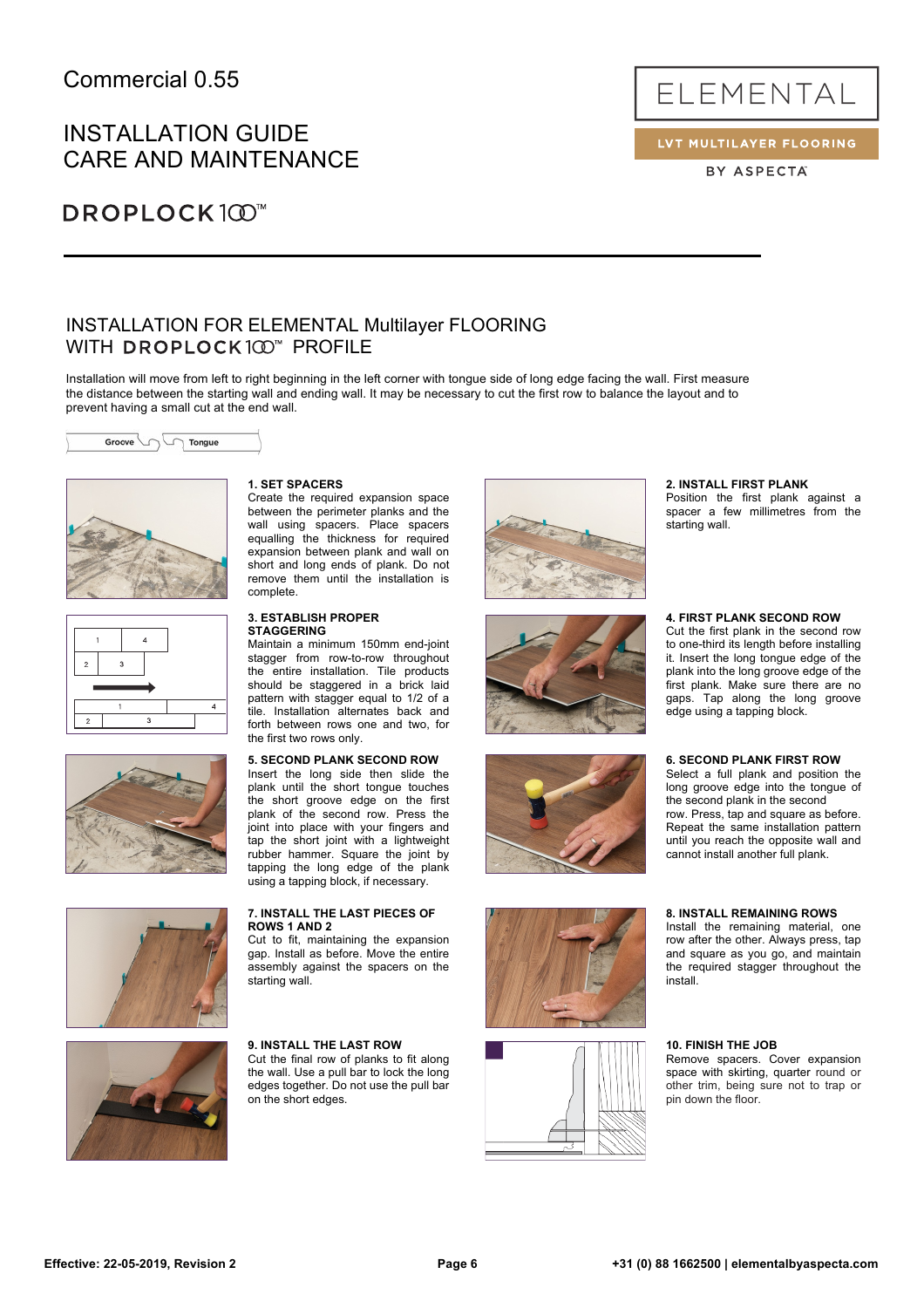Commercial 0.55

# INSTALLATION GUIDE
# CARE AND MAINTENANCE

DROPLOCK100™

ELEMENTAL

LVT MULTILAYER FLOORING

BY ASPECTA

## INSTALLATION FOR ELEMENTAL Multilayer FLOORING WITH DROPLOCK100™ PROFILE

Installation will move from left to right beginning in the left corner with tongue side of long edge facing the wall. First measure the distance between the starting wall and ending wall. It may be necessary to cut the first row to balance the layout and to prevent having a small cut at the end wall.

Groove Tongue

**1. SET SPACERS**
Create the required expansion space between the perimeter planks and the wall using spacers. Place spacers equalling the thickness for required expansion between plank and wall on short and long ends of plank. Do not remove them until the installation is complete.

**2. INSTALL FIRST PLANK**
Position the first plank against a spacer a few millimetres from the starting wall.

**3. ESTABLISH PROPER STAGGERING**
Maintain a minimum 150mm end-joint stagger from row-to-row throughout the entire installation. Tile products should be staggered in a brick laid pattern with stagger equal to 1/2 of a tile. Installation alternates back and forth between rows one and two, for the first two rows only.

**4. FIRST PLANK SECOND ROW**
Cut the first plank in the second row to one-third its length before installing it. Insert the long tongue edge of the plank into the long groove edge of the first plank. Make sure there are no gaps. Tap along the long groove edge using a tapping block.

**5. SECOND PLANK SECOND ROW**
Insert the long side then slide the plank until the short tongue touches the short groove edge on the first plank of the second row. Press the joint into place with your fingers and tap the short joint with a lightweight rubber hammer. Square the joint by tapping the long edge of the plank using a tapping block, if necessary.

**6. SECOND PLANK FIRST ROW**
Select a full plank and position the long groove edge into the tongue of the second plank in the second row. Press, tap and square as before. Repeat the same installation pattern until you reach the opposite wall and cannot install another full plank.

**7. INSTALL THE LAST PIECES OF ROWS 1 AND 2**
Cut to fit, maintaining the expansion gap. Install as before. Move the entire assembly against the spacers on the starting wall.

**8. INSTALL REMAINING ROWS**
Install the remaining material, one row after the other. Always press, tap and square as you go, and maintain the required stagger throughout the install.

**9. INSTALL THE LAST ROW**
Cut the final row of planks to fit along the wall. Use a pull bar to lock the long edges together. Do not use the pull bar on the short edges.

**10. FINISH THE JOB**
Remove spacers. Cover expansion space with skirting, quarter round or other trim, being sure not to trap or pin down the floor.

Effective: 22-05-2019, Revision 2

+31 (0) 88 1662500 | elementalbyaspecta.com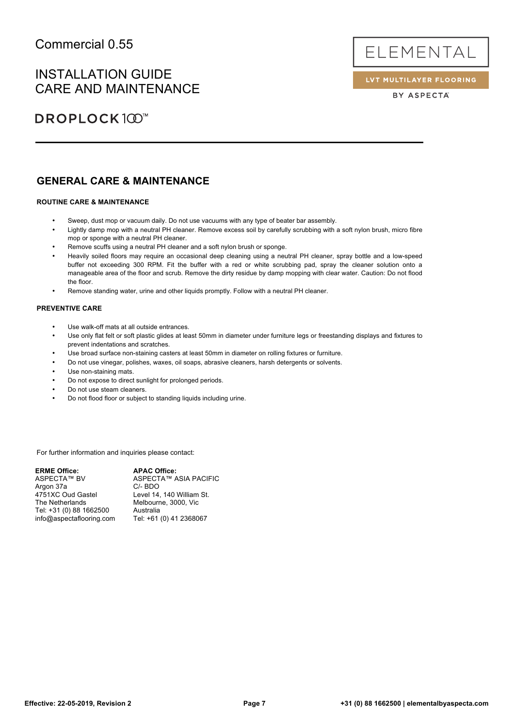Commercial 0.55

INSTALLATION GUIDE
CARE AND MAINTENANCE

DROPLOCK 100™

ELEMENTAL

LVT MULTILAYER FLOORING

BY ASPECTA

## GENERAL CARE & MAINTENANCE

### ROUTINE CARE & MAINTENANCE

- Sweep, dust mop or vacuum daily. Do not use vacuums with any type of beater bar assembly.
- Lightly damp mop with a neutral PH cleaner. Remove excess soil by carefully scrubbing with a soft nylon brush, micro fibre mop or sponge with a neutral PH cleaner.
- Remove scuffs using a neutral PH cleaner and a soft nylon brush or sponge.
- Heavily soiled floors may require an occasional deep cleaning using a neutral PH cleaner, spray bottle and a low-speed buffer not exceeding 300 RPM. Fit the buffer with a red or white scrubbing pad, spray the cleaner solution onto a manageable area of the floor and scrub. Remove the dirty residue by damp mopping with clear water. Caution: Do not flood the floor.
- Remove standing water, urine and other liquids promptly. Follow with a neutral PH cleaner.

### PREVENTIVE CARE

- Use walk-off mats at all outside entrances.
- Use only flat felt or soft plastic glides at least 50mm in diameter under furniture legs or freestanding displays and fixtures to prevent indentations and scratches.
- Use broad surface non-staining casters at least 50mm in diameter on rolling fixtures or furniture.
- Do not use vinegar, polishes, waxes, oil soaps, abrasive cleaners, harsh detergents or solvents.
- Use non-staining mats.
- Do not expose to direct sunlight for prolonged periods.
- Do not use steam cleaners.
- Do not flood floor or subject to standing liquids including urine.

For further information and inquiries please contact:

**ERME Office:**
ASPECTA™ BV
Argon 37a
4751XC Oud Gastel
The Netherlands
Tel: +31 (0) 88 1662500
info@aspectaflooring.com

**APAC Office:**
ASPECTA™ ASIA PACIFIC
C/- BDO
Level 14, 140 William St.
Melbourne, 3000, Vic
Australia
Tel: +61 (0) 41 2368067